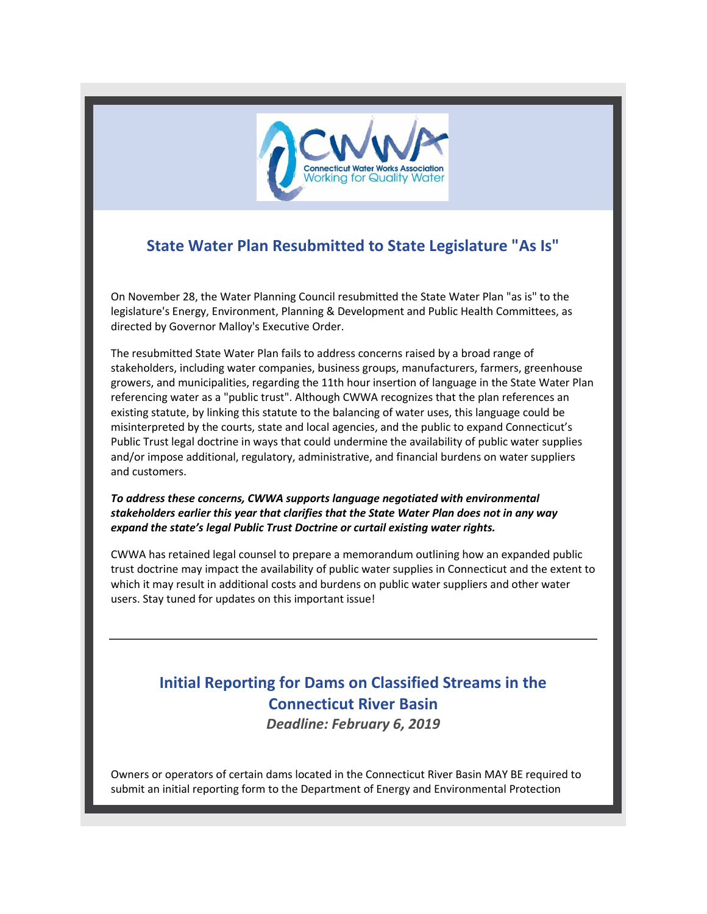## State Water Plan Resubmitted to State Legislature "As Is"

On November 28, the Water Planning Council resubmitted the State Water Plan "as is" to the legislature's Energy, Environment, Planning & Development and Public Health Committees, as directed by Governor Malloy's Executive Order.

The resubmitted State Water Plan fails to address concerns raised by a broad range of stakeholders, including water companies, business groups, manufacturers, farmers, greenhouse growers, and municipalities, regarding the 11th hour insertion of language in the State Water Plan referencing water as a "public trust". Although CWWA recognizes that the plan references an existing statute, by linking this statute to the balancing of water uses, this language could be misinterpreted by the courts, state and local agencies, and the public to expand Connecticut's Public Trust legal doctrine in ways that could undermine the availability of public water supplies and/or impose additional, regulatory, administrative, and financial burdens on water suppliers and customers.

***To address these concerns, CWWA supports language negotiated with environmental stakeholders earlier this year that clarifies that the State Water Plan does not in any way expand the state's legal Public Trust Doctrine or curtail existing water rights.***

CWWA has retained legal counsel to prepare a memorandum outlining how an expanded public trust doctrine may impact the availability of public water supplies in Connecticut and the extent to which it may result in additional costs and burdens on public water suppliers and other water users. Stay tuned for updates on this important issue!

---

## Initial Reporting for Dams on Classified Streams in the Connecticut River Basin

***Deadline: February 6, 2019***

Owners or operators of certain dams located in the Connecticut River Basin MAY BE required to submit an initial reporting form to the Department of Energy and Environmental Protection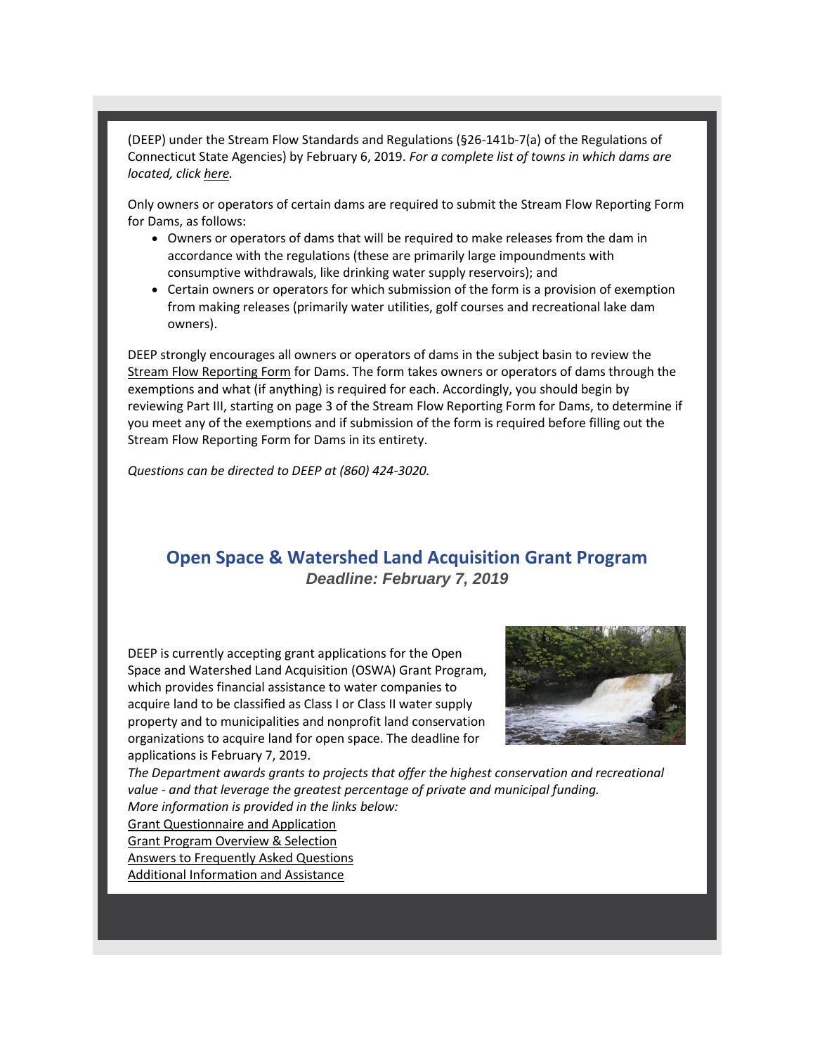(DEEP) under the Stream Flow Standards and Regulations (§26-141b-7(a) of the Regulations of Connecticut State Agencies) by February 6, 2019. *For a complete list of towns in which dams are located, click here.*

Only owners or operators of certain dams are required to submit the Stream Flow Reporting Form for Dams, as follows:

- Owners or operators of dams that will be required to make releases from the dam in accordance with the regulations (these are primarily large impoundments with consumptive withdrawals, like drinking water supply reservoirs); and
- Certain owners or operators for which submission of the form is a provision of exemption from making releases (primarily water utilities, golf courses and recreational lake dam owners).

DEEP strongly encourages all owners or operators of dams in the subject basin to review the Stream Flow Reporting Form for Dams. The form takes owners or operators of dams through the exemptions and what (if anything) is required for each. Accordingly, you should begin by reviewing Part III, starting on page 3 of the Stream Flow Reporting Form for Dams, to determine if you meet any of the exemptions and if submission of the form is required before filling out the Stream Flow Reporting Form for Dams in its entirety.

*Questions can be directed to DEEP at (860) 424-3020.*

## Open Space & Watershed Land Acquisition Grant Program

***Deadline: February 7, 2019***

DEEP is currently accepting grant applications for the Open Space and Watershed Land Acquisition (OSWA) Grant Program, which provides financial assistance to water companies to acquire land to be classified as Class I or Class II water supply property and to municipalities and nonprofit land conservation organizations to acquire land for open space. The deadline for applications is February 7, 2019.

*The Department awards grants to projects that offer the highest conservation and recreational value - and that leverage the greatest percentage of private and municipal funding.*

*More information is provided in the links below:*

Grant Questionnaire and Application

Grant Program Overview & Selection

Answers to Frequently Asked Questions

Additional Information and Assistance